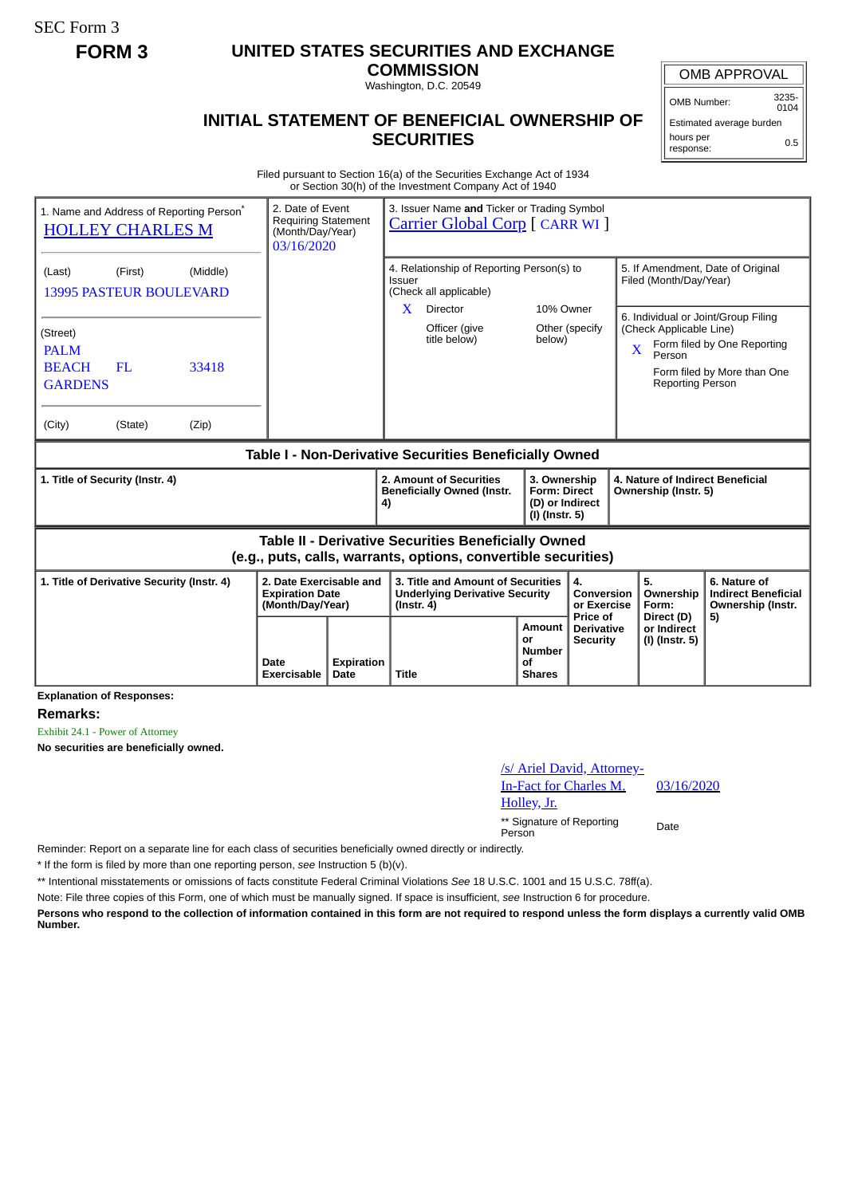SEC Form 3

# FORM 3

## UNITED STATES SECURITIES AND EXCHANGE COMMISSION

Washington, D.C. 20549

## INITIAL STATEMENT OF BENEFICIAL OWNERSHIP OF SECURITIES

| OMB APPROVAL | |
|---|---|
| OMB Number: | 3235-0104 |
| Estimated average burden | |
| hours per response: | 0.5 |

Filed pursuant to Section 16(a) of the Securities Exchange Act of 1934
or Section 30(h) of the Investment Company Act of 1940

| 1. Name and Address of Reporting Person* | 2. Date of Event Requiring Statement (Month/Day/Year) | 3. Issuer Name **and** Ticker or Trading Symbol |
|---|---|---|
| HOLLEY CHARLES M | 03/16/2020 | Carrier Global Corp [ CARR WI ] |
| (Last) (First) (Middle)<br>13995 PASTEUR BOULEVARD | | 4. Relationship of Reporting Person(s) to Issuer (Check all applicable)<br>X Director / 10% Owner<br>Officer (give title below) / Other (specify below) |
| (Street)<br>PALM BEACH GARDENS FL 33418 | | 5. If Amendment, Date of Original Filed (Month/Day/Year) |
| (City) (State) (Zip) | | 6. Individual or Joint/Group Filing (Check Applicable Line)<br>X Form filed by One Reporting Person<br>Form filed by More than One Reporting Person |

### Table I - Non-Derivative Securities Beneficially Owned

| 1. Title of Security (Instr. 4) | 2. Amount of Securities Beneficially Owned (Instr. 4) | 3. Ownership Form: Direct (D) or Indirect (I) (Instr. 5) | 4. Nature of Indirect Beneficial Ownership (Instr. 5) |
|---|---|---|---|

### Table II - Derivative Securities Beneficially Owned (e.g., puts, calls, warrants, options, convertible securities)

| 1. Title of Derivative Security (Instr. 4) | 2. Date Exercisable and Expiration Date (Month/Day/Year) | | 3. Title and Amount of Securities Underlying Derivative Security (Instr. 4) | | 4. Conversion or Exercise Price of Derivative Security | 5. Ownership Form: Direct (D) or Indirect (I) (Instr. 5) | 6. Nature of Indirect Beneficial Ownership (Instr. 5) |
|---|---|---|---|---|---|---|---|
| | Date Exercisable | Expiration Date | Title | Amount or Number of Shares | | | |

**Explanation of Responses:**

**Remarks:**

Exhibit 24.1 - Power of Attorney

**No securities are beneficially owned.**

| /s/ Ariel David, Attorney-In-Fact for Charles M. Holley, Jr. | 03/16/2020 |
|---|---|
| ** Signature of Reporting Person | Date |

Reminder: Report on a separate line for each class of securities beneficially owned directly or indirectly.

* If the form is filed by more than one reporting person, *see* Instruction 5 (b)(v).

** Intentional misstatements or omissions of facts constitute Federal Criminal Violations *See* 18 U.S.C. 1001 and 15 U.S.C. 78ff(a).

Note: File three copies of this Form, one of which must be manually signed. If space is insufficient, *see* Instruction 6 for procedure.

**Persons who respond to the collection of information contained in this form are not required to respond unless the form displays a currently valid OMB Number.**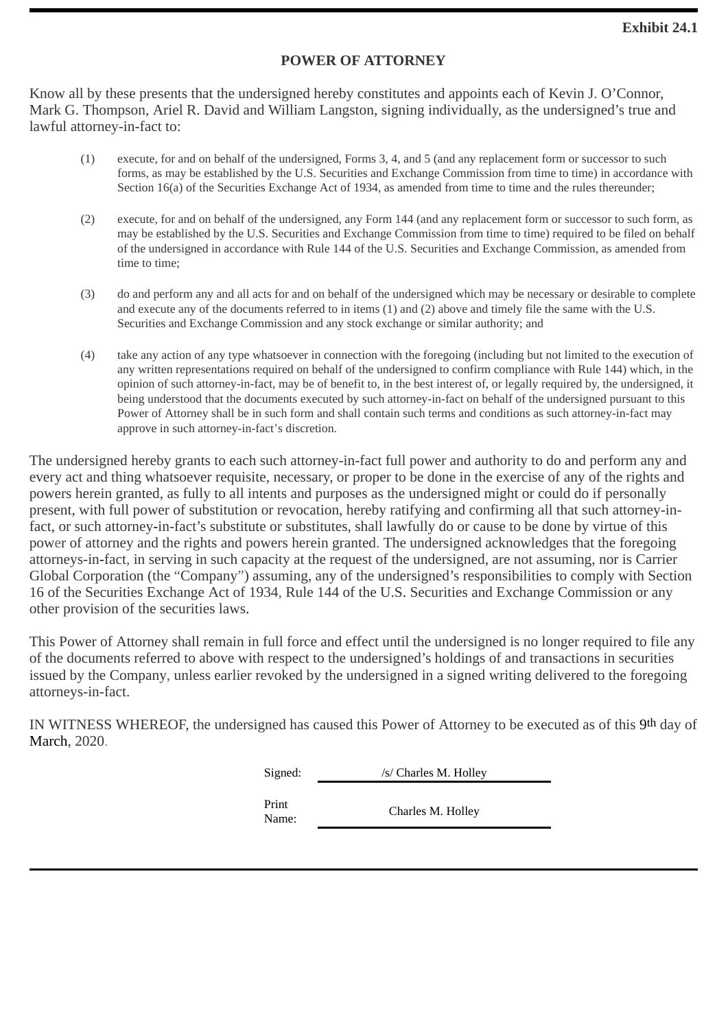**Exhibit 24.1**

# POWER OF ATTORNEY

Know all by these presents that the undersigned hereby constitutes and appoints each of Kevin J. O’Connor, Mark G. Thompson, Ariel R. David and William Langston, signing individually, as the undersigned’s true and lawful attorney-in-fact to:

(1) execute, for and on behalf of the undersigned, Forms 3, 4, and 5 (and any replacement form or successor to such forms, as may be established by the U.S. Securities and Exchange Commission from time to time) in accordance with Section 16(a) of the Securities Exchange Act of 1934, as amended from time to time and the rules thereunder;

(2) execute, for and on behalf of the undersigned, any Form 144 (and any replacement form or successor to such form, as may be established by the U.S. Securities and Exchange Commission from time to time) required to be filed on behalf of the undersigned in accordance with Rule 144 of the U.S. Securities and Exchange Commission, as amended from time to time;

(3) do and perform any and all acts for and on behalf of the undersigned which may be necessary or desirable to complete and execute any of the documents referred to in items (1) and (2) above and timely file the same with the U.S. Securities and Exchange Commission and any stock exchange or similar authority; and

(4) take any action of any type whatsoever in connection with the foregoing (including but not limited to the execution of any written representations required on behalf of the undersigned to confirm compliance with Rule 144) which, in the opinion of such attorney-in-fact, may be of benefit to, in the best interest of, or legally required by, the undersigned, it being understood that the documents executed by such attorney-in-fact on behalf of the undersigned pursuant to this Power of Attorney shall be in such form and shall contain such terms and conditions as such attorney-in-fact may approve in such attorney-in-fact’s discretion.

The undersigned hereby grants to each such attorney-in-fact full power and authority to do and perform any and every act and thing whatsoever requisite, necessary, or proper to be done in the exercise of any of the rights and powers herein granted, as fully to all intents and purposes as the undersigned might or could do if personally present, with full power of substitution or revocation, hereby ratifying and confirming all that such attorney-in-fact, or such attorney-in-fact’s substitute or substitutes, shall lawfully do or cause to be done by virtue of this power of attorney and the rights and powers herein granted. The undersigned acknowledges that the foregoing attorneys-in-fact, in serving in such capacity at the request of the undersigned, are not assuming, nor is Carrier Global Corporation (the “Company”) assuming, any of the undersigned’s responsibilities to comply with Section 16 of the Securities Exchange Act of 1934, Rule 144 of the U.S. Securities and Exchange Commission or any other provision of the securities laws.

This Power of Attorney shall remain in full force and effect until the undersigned is no longer required to file any of the documents referred to above with respect to the undersigned’s holdings of and transactions in securities issued by the Company, unless earlier revoked by the undersigned in a signed writing delivered to the foregoing attorneys-in-fact.

IN WITNESS WHEREOF, the undersigned has caused this Power of Attorney to be executed as of this 9th day of March, 2020.

Signed: /s/ Charles M. Holley

Print Name: Charles M. Holley